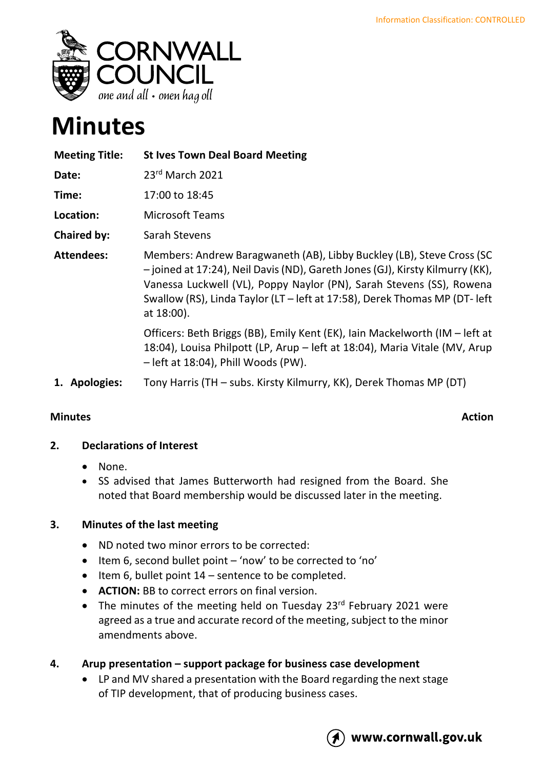Information Classification: CONTROLLED

# Minutes

| | |
|---|---|
| **Meeting Title:** | **St Ives Town Deal Board Meeting** |
| **Date:** | 23rd March 2021 |
| **Time:** | 17:00 to 18:45 |
| **Location:** | Microsoft Teams |
| **Chaired by:** | Sarah Stevens |
| **Attendees:** | Members: Andrew Baragwaneth (AB), Libby Buckley (LB), Steve Cross (SC – joined at 17:24), Neil Davis (ND), Gareth Jones (GJ), Kirsty Kilmurry (KK), Vanessa Luckwell (VL), Poppy Naylor (PN), Sarah Stevens (SS), Rowena Swallow (RS), Linda Taylor (LT – left at 17:58), Derek Thomas MP (DT- left at 18:00). <br><br> Officers: Beth Briggs (BB), Emily Kent (EK), Iain Mackelworth (IM – left at 18:04), Louisa Philpott (LP, Arup – left at 18:04), Maria Vitale (MV, Arup – left at 18:04), Phill Woods (PW). |
| **1. Apologies:** | Tony Harris (TH – subs. Kirsty Kilmurry, KK), Derek Thomas MP (DT) |

**Minutes** | **Action**

## 2. Declarations of Interest

- None.
- SS advised that James Butterworth had resigned from the Board. She noted that Board membership would be discussed later in the meeting.

## 3. Minutes of the last meeting

- ND noted two minor errors to be corrected:
- Item 6, second bullet point – 'now' to be corrected to 'no'
- Item 6, bullet point 14 – sentence to be completed.
- **ACTION:** BB to correct errors on final version.
- The minutes of the meeting held on Tuesday 23rd February 2021 were agreed as a true and accurate record of the meeting, subject to the minor amendments above.

## 4. Arup presentation – support package for business case development

- LP and MV shared a presentation with the Board regarding the next stage of TIP development, that of producing business cases.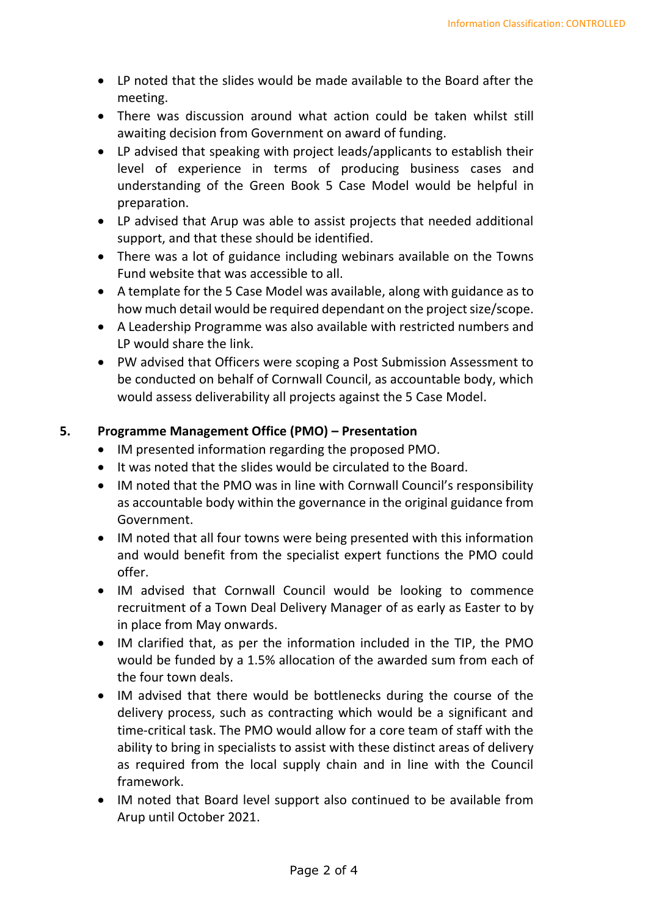- LP noted that the slides would be made available to the Board after the meeting.
- There was discussion around what action could be taken whilst still awaiting decision from Government on award of funding.
- LP advised that speaking with project leads/applicants to establish their level of experience in terms of producing business cases and understanding of the Green Book 5 Case Model would be helpful in preparation.
- LP advised that Arup was able to assist projects that needed additional support, and that these should be identified.
- There was a lot of guidance including webinars available on the Towns Fund website that was accessible to all.
- A template for the 5 Case Model was available, along with guidance as to how much detail would be required dependant on the project size/scope.
- A Leadership Programme was also available with restricted numbers and LP would share the link.
- PW advised that Officers were scoping a Post Submission Assessment to be conducted on behalf of Cornwall Council, as accountable body, which would assess deliverability all projects against the 5 Case Model.

## 5. Programme Management Office (PMO) – Presentation

- IM presented information regarding the proposed PMO.
- It was noted that the slides would be circulated to the Board.
- IM noted that the PMO was in line with Cornwall Council's responsibility as accountable body within the governance in the original guidance from Government.
- IM noted that all four towns were being presented with this information and would benefit from the specialist expert functions the PMO could offer.
- IM advised that Cornwall Council would be looking to commence recruitment of a Town Deal Delivery Manager of as early as Easter to by in place from May onwards.
- IM clarified that, as per the information included in the TIP, the PMO would be funded by a 1.5% allocation of the awarded sum from each of the four town deals.
- IM advised that there would be bottlenecks during the course of the delivery process, such as contracting which would be a significant and time-critical task. The PMO would allow for a core team of staff with the ability to bring in specialists to assist with these distinct areas of delivery as required from the local supply chain and in line with the Council framework.
- IM noted that Board level support also continued to be available from Arup until October 2021.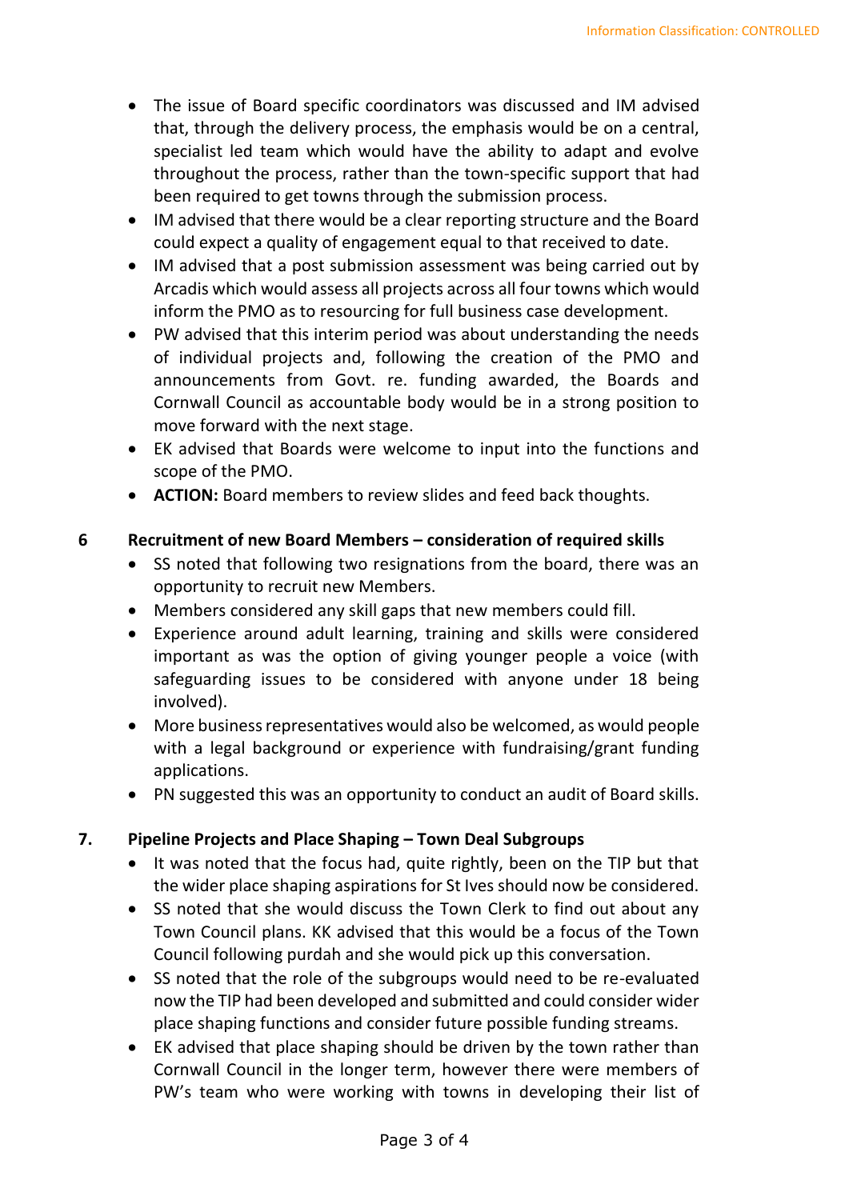- The issue of Board specific coordinators was discussed and IM advised that, through the delivery process, the emphasis would be on a central, specialist led team which would have the ability to adapt and evolve throughout the process, rather than the town-specific support that had been required to get towns through the submission process.
- IM advised that there would be a clear reporting structure and the Board could expect a quality of engagement equal to that received to date.
- IM advised that a post submission assessment was being carried out by Arcadis which would assess all projects across all four towns which would inform the PMO as to resourcing for full business case development.
- PW advised that this interim period was about understanding the needs of individual projects and, following the creation of the PMO and announcements from Govt. re. funding awarded, the Boards and Cornwall Council as accountable body would be in a strong position to move forward with the next stage.
- EK advised that Boards were welcome to input into the functions and scope of the PMO.
- **ACTION:** Board members to review slides and feed back thoughts.

## 6 Recruitment of new Board Members – consideration of required skills

- SS noted that following two resignations from the board, there was an opportunity to recruit new Members.
- Members considered any skill gaps that new members could fill.
- Experience around adult learning, training and skills were considered important as was the option of giving younger people a voice (with safeguarding issues to be considered with anyone under 18 being involved).
- More business representatives would also be welcomed, as would people with a legal background or experience with fundraising/grant funding applications.
- PN suggested this was an opportunity to conduct an audit of Board skills.

## 7. Pipeline Projects and Place Shaping – Town Deal Subgroups

- It was noted that the focus had, quite rightly, been on the TIP but that the wider place shaping aspirations for St Ives should now be considered.
- SS noted that she would discuss the Town Clerk to find out about any Town Council plans. KK advised that this would be a focus of the Town Council following purdah and she would pick up this conversation.
- SS noted that the role of the subgroups would need to be re-evaluated now the TIP had been developed and submitted and could consider wider place shaping functions and consider future possible funding streams.
- EK advised that place shaping should be driven by the town rather than Cornwall Council in the longer term, however there were members of PW's team who were working with towns in developing their list of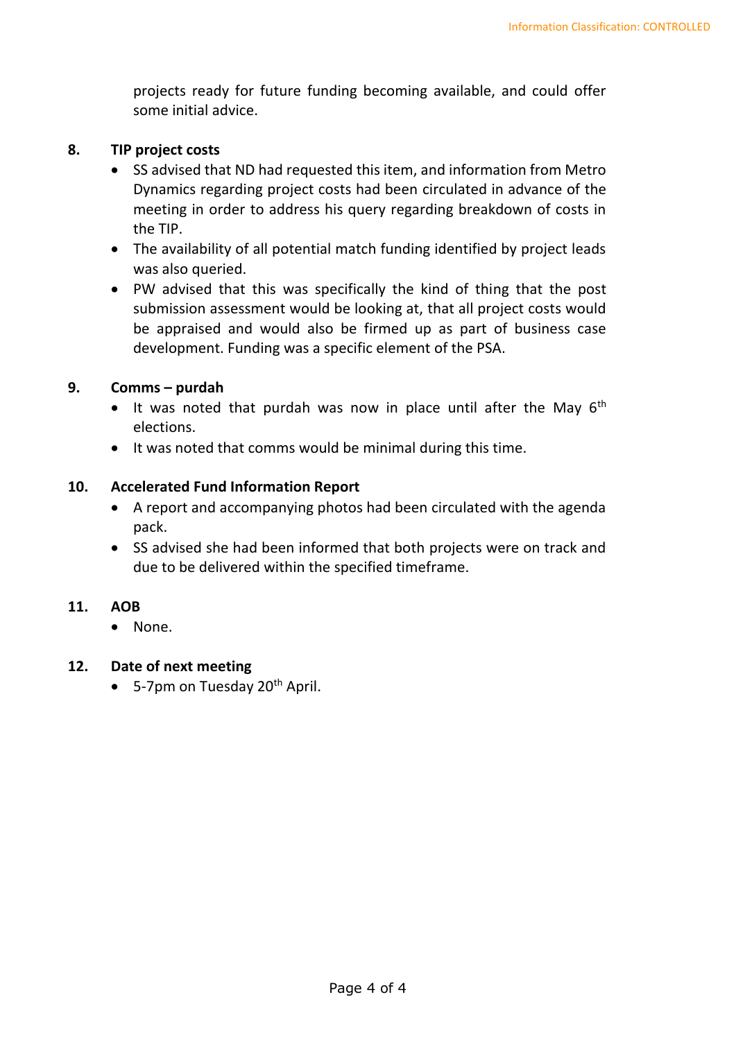projects ready for future funding becoming available, and could offer some initial advice.

**8. TIP project costs**

- SS advised that ND had requested this item, and information from Metro Dynamics regarding project costs had been circulated in advance of the meeting in order to address his query regarding breakdown of costs in the TIP.
- The availability of all potential match funding identified by project leads was also queried.
- PW advised that this was specifically the kind of thing that the post submission assessment would be looking at, that all project costs would be appraised and would also be firmed up as part of business case development. Funding was a specific element of the PSA.

**9. Comms – purdah**

- It was noted that purdah was now in place until after the May 6th elections.
- It was noted that comms would be minimal during this time.

**10. Accelerated Fund Information Report**

- A report and accompanying photos had been circulated with the agenda pack.
- SS advised she had been informed that both projects were on track and due to be delivered within the specified timeframe.

**11. AOB**

- None.

**12. Date of next meeting**

- 5-7pm on Tuesday 20th April.